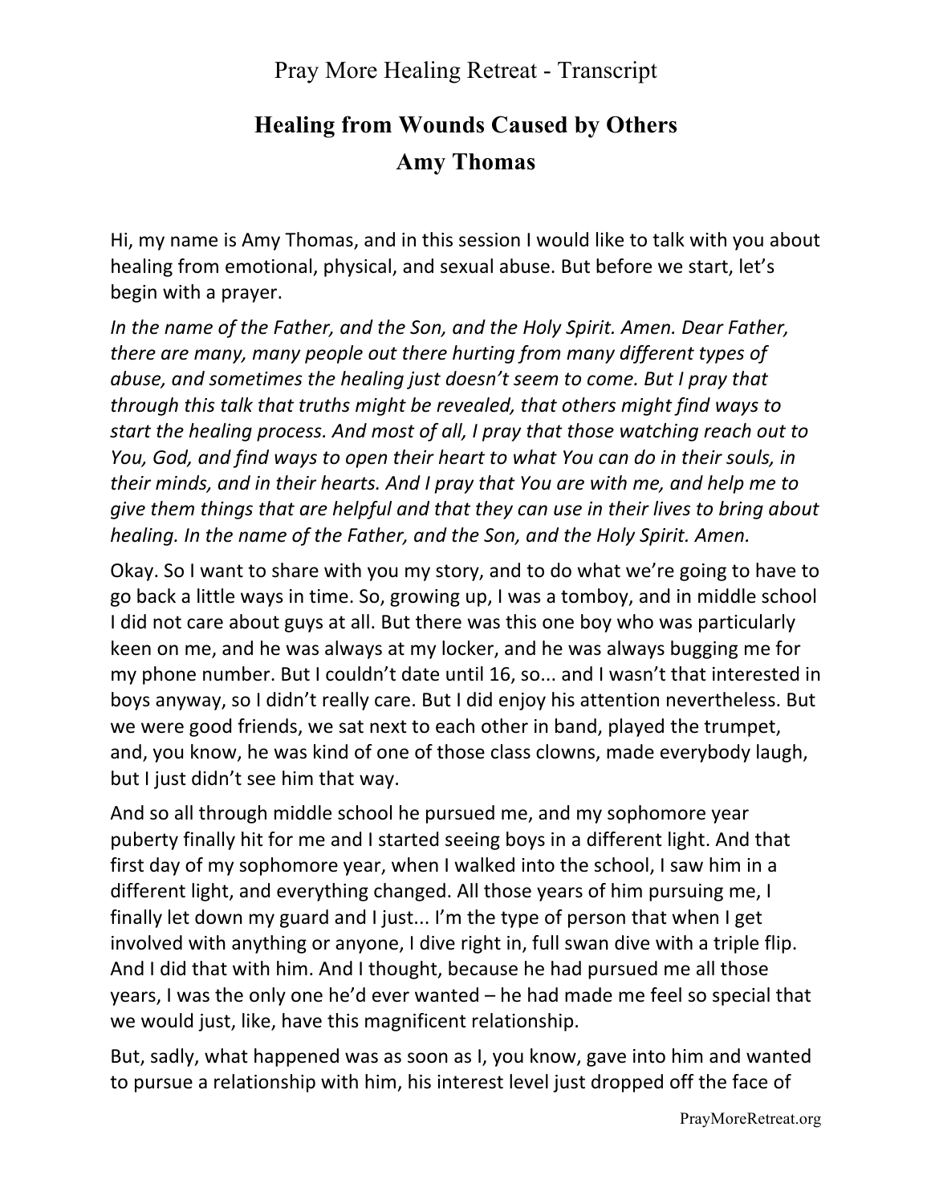Pray More Healing Retreat - Transcript

# Healing from Wounds Caused by Others

## Amy Thomas

Hi, my name is Amy Thomas, and in this session I would like to talk with you about healing from emotional, physical, and sexual abuse. But before we start, let's begin with a prayer.

*In the name of the Father, and the Son, and the Holy Spirit. Amen. Dear Father, there are many, many people out there hurting from many different types of abuse, and sometimes the healing just doesn't seem to come. But I pray that through this talk that truths might be revealed, that others might find ways to start the healing process. And most of all, I pray that those watching reach out to You, God, and find ways to open their heart to what You can do in their souls, in their minds, and in their hearts. And I pray that You are with me, and help me to give them things that are helpful and that they can use in their lives to bring about healing. In the name of the Father, and the Son, and the Holy Spirit. Amen.*

Okay. So I want to share with you my story, and to do what we're going to have to go back a little ways in time. So, growing up, I was a tomboy, and in middle school I did not care about guys at all. But there was this one boy who was particularly keen on me, and he was always at my locker, and he was always bugging me for my phone number. But I couldn't date until 16, so... and I wasn't that interested in boys anyway, so I didn't really care. But I did enjoy his attention nevertheless. But we were good friends, we sat next to each other in band, played the trumpet, and, you know, he was kind of one of those class clowns, made everybody laugh, but I just didn't see him that way.

And so all through middle school he pursued me, and my sophomore year puberty finally hit for me and I started seeing boys in a different light. And that first day of my sophomore year, when I walked into the school, I saw him in a different light, and everything changed. All those years of him pursuing me, I finally let down my guard and I just... I'm the type of person that when I get involved with anything or anyone, I dive right in, full swan dive with a triple flip. And I did that with him. And I thought, because he had pursued me all those years, I was the only one he'd ever wanted – he had made me feel so special that we would just, like, have this magnificent relationship.

But, sadly, what happened was as soon as I, you know, gave into him and wanted to pursue a relationship with him, his interest level just dropped off the face of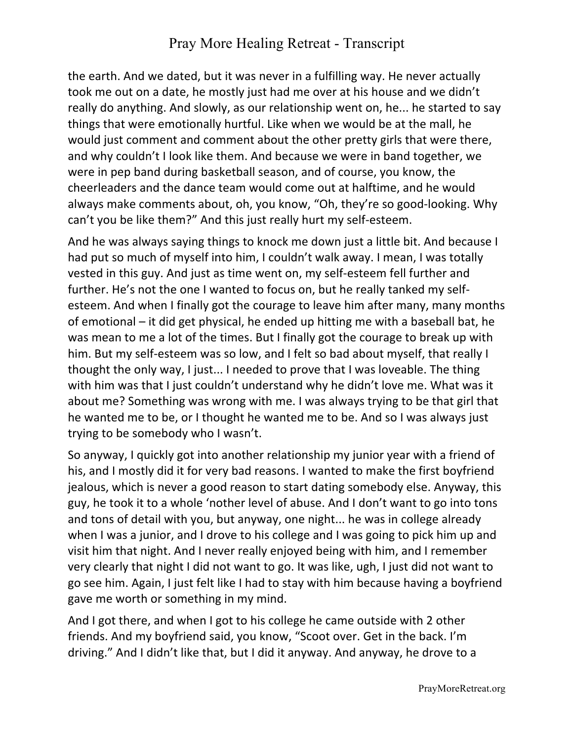the earth. And we dated, but it was never in a fulfilling way. He never actually took me out on a date, he mostly just had me over at his house and we didn't really do anything. And slowly, as our relationship went on, he... he started to say things that were emotionally hurtful. Like when we would be at the mall, he would just comment and comment about the other pretty girls that were there, and why couldn't I look like them. And because we were in band together, we were in pep band during basketball season, and of course, you know, the cheerleaders and the dance team would come out at halftime, and he would always make comments about, oh, you know, "Oh, they're so good-looking. Why can't you be like them?" And this just really hurt my self-esteem.

And he was always saying things to knock me down just a little bit. And because I had put so much of myself into him, I couldn't walk away. I mean, I was totally vested in this guy. And just as time went on, my self-esteem fell further and further. He's not the one I wanted to focus on, but he really tanked my self-esteem. And when I finally got the courage to leave him after many, many months of emotional – it did get physical, he ended up hitting me with a baseball bat, he was mean to me a lot of the times. But I finally got the courage to break up with him. But my self-esteem was so low, and I felt so bad about myself, that really I thought the only way, I just... I needed to prove that I was loveable. The thing with him was that I just couldn't understand why he didn't love me. What was it about me? Something was wrong with me. I was always trying to be that girl that he wanted me to be, or I thought he wanted me to be. And so I was always just trying to be somebody who I wasn't.

So anyway, I quickly got into another relationship my junior year with a friend of his, and I mostly did it for very bad reasons. I wanted to make the first boyfriend jealous, which is never a good reason to start dating somebody else. Anyway, this guy, he took it to a whole 'nother level of abuse. And I don't want to go into tons and tons of detail with you, but anyway, one night... he was in college already when I was a junior, and I drove to his college and I was going to pick him up and visit him that night. And I never really enjoyed being with him, and I remember very clearly that night I did not want to go. It was like, ugh, I just did not want to go see him. Again, I just felt like I had to stay with him because having a boyfriend gave me worth or something in my mind.

And I got there, and when I got to his college he came outside with 2 other friends. And my boyfriend said, you know, "Scoot over. Get in the back. I'm driving." And I didn't like that, but I did it anyway. And anyway, he drove to a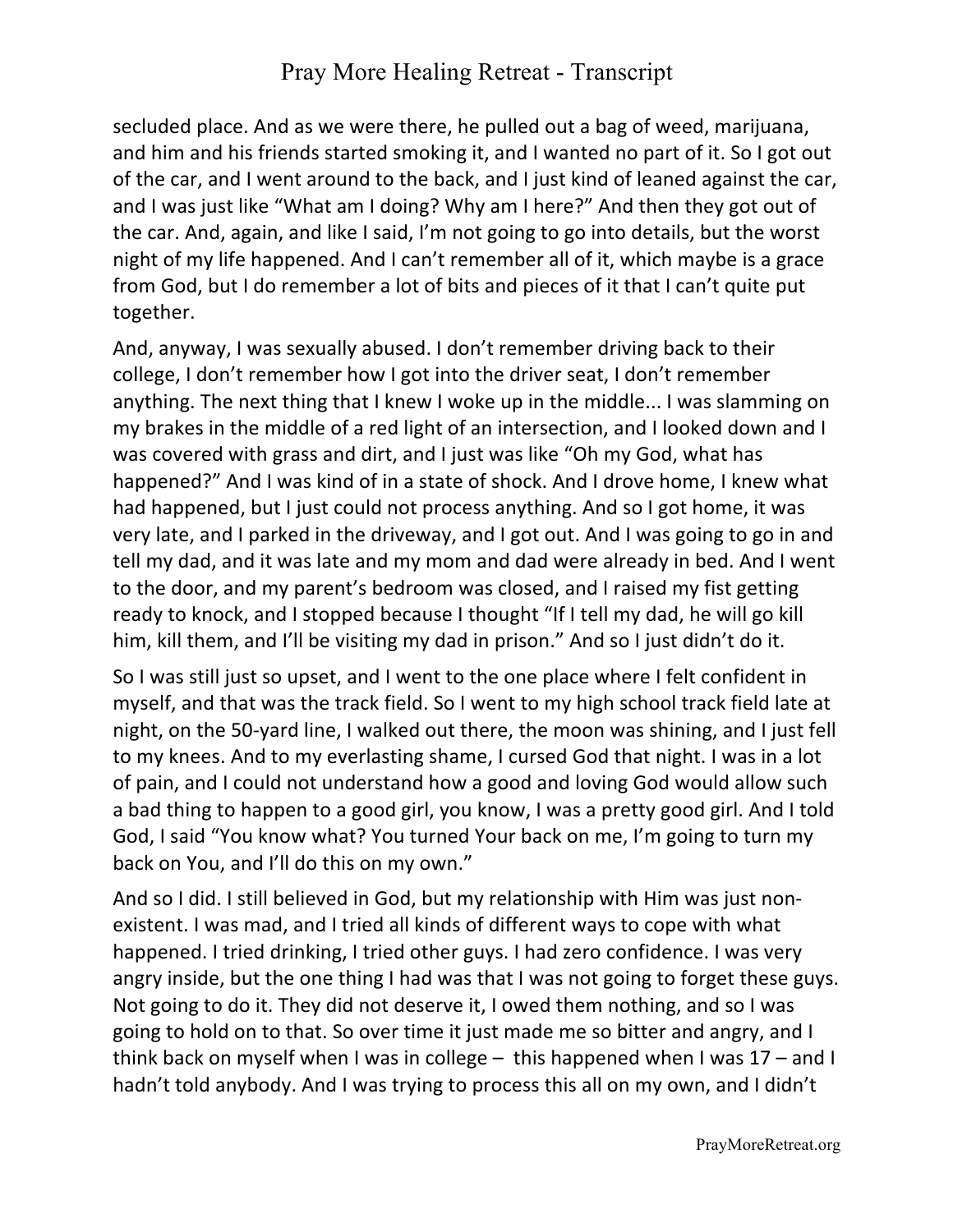secluded place. And as we were there, he pulled out a bag of weed, marijuana, and him and his friends started smoking it, and I wanted no part of it. So I got out of the car, and I went around to the back, and I just kind of leaned against the car, and I was just like "What am I doing? Why am I here?" And then they got out of the car. And, again, and like I said, I'm not going to go into details, but the worst night of my life happened. And I can't remember all of it, which maybe is a grace from God, but I do remember a lot of bits and pieces of it that I can't quite put together.

And, anyway, I was sexually abused. I don't remember driving back to their college, I don't remember how I got into the driver seat, I don't remember anything. The next thing that I knew I woke up in the middle... I was slamming on my brakes in the middle of a red light of an intersection, and I looked down and I was covered with grass and dirt, and I just was like "Oh my God, what has happened?" And I was kind of in a state of shock. And I drove home, I knew what had happened, but I just could not process anything. And so I got home, it was very late, and I parked in the driveway, and I got out. And I was going to go in and tell my dad, and it was late and my mom and dad were already in bed. And I went to the door, and my parent's bedroom was closed, and I raised my fist getting ready to knock, and I stopped because I thought "If I tell my dad, he will go kill him, kill them, and I'll be visiting my dad in prison." And so I just didn't do it.

So I was still just so upset, and I went to the one place where I felt confident in myself, and that was the track field. So I went to my high school track field late at night, on the 50-yard line, I walked out there, the moon was shining, and I just fell to my knees. And to my everlasting shame, I cursed God that night. I was in a lot of pain, and I could not understand how a good and loving God would allow such a bad thing to happen to a good girl, you know, I was a pretty good girl. And I told God, I said "You know what? You turned Your back on me, I'm going to turn my back on You, and I'll do this on my own."

And so I did. I still believed in God, but my relationship with Him was just non-existent. I was mad, and I tried all kinds of different ways to cope with what happened. I tried drinking, I tried other guys. I had zero confidence. I was very angry inside, but the one thing I had was that I was not going to forget these guys. Not going to do it. They did not deserve it, I owed them nothing, and so I was going to hold on to that. So over time it just made me so bitter and angry, and I think back on myself when I was in college – this happened when I was 17 – and I hadn't told anybody. And I was trying to process this all on my own, and I didn't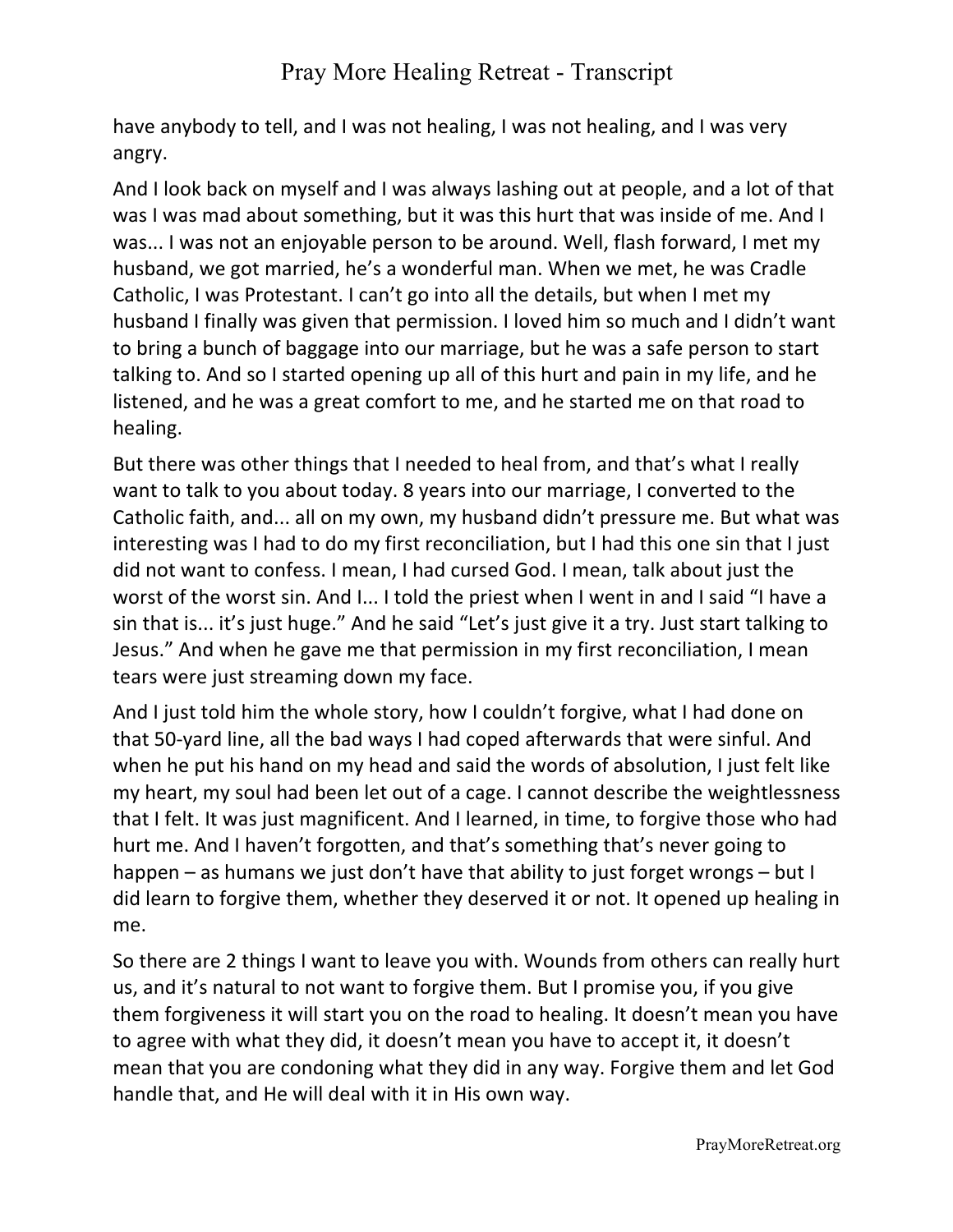have anybody to tell, and I was not healing, I was not healing, and I was very angry.

And I look back on myself and I was always lashing out at people, and a lot of that was I was mad about something, but it was this hurt that was inside of me. And I was... I was not an enjoyable person to be around. Well, flash forward, I met my husband, we got married, he's a wonderful man. When we met, he was Cradle Catholic, I was Protestant. I can't go into all the details, but when I met my husband I finally was given that permission. I loved him so much and I didn't want to bring a bunch of baggage into our marriage, but he was a safe person to start talking to. And so I started opening up all of this hurt and pain in my life, and he listened, and he was a great comfort to me, and he started me on that road to healing.

But there was other things that I needed to heal from, and that's what I really want to talk to you about today. 8 years into our marriage, I converted to the Catholic faith, and... all on my own, my husband didn't pressure me. But what was interesting was I had to do my first reconciliation, but I had this one sin that I just did not want to confess. I mean, I had cursed God. I mean, talk about just the worst of the worst sin. And I... I told the priest when I went in and I said "I have a sin that is... it's just huge." And he said "Let's just give it a try. Just start talking to Jesus." And when he gave me that permission in my first reconciliation, I mean tears were just streaming down my face.

And I just told him the whole story, how I couldn't forgive, what I had done on that 50-yard line, all the bad ways I had coped afterwards that were sinful. And when he put his hand on my head and said the words of absolution, I just felt like my heart, my soul had been let out of a cage. I cannot describe the weightlessness that I felt. It was just magnificent. And I learned, in time, to forgive those who had hurt me. And I haven't forgotten, and that's something that's never going to happen – as humans we just don't have that ability to just forget wrongs – but I did learn to forgive them, whether they deserved it or not. It opened up healing in me.

So there are 2 things I want to leave you with. Wounds from others can really hurt us, and it's natural to not want to forgive them. But I promise you, if you give them forgiveness it will start you on the road to healing. It doesn't mean you have to agree with what they did, it doesn't mean you have to accept it, it doesn't mean that you are condoning what they did in any way. Forgive them and let God handle that, and He will deal with it in His own way.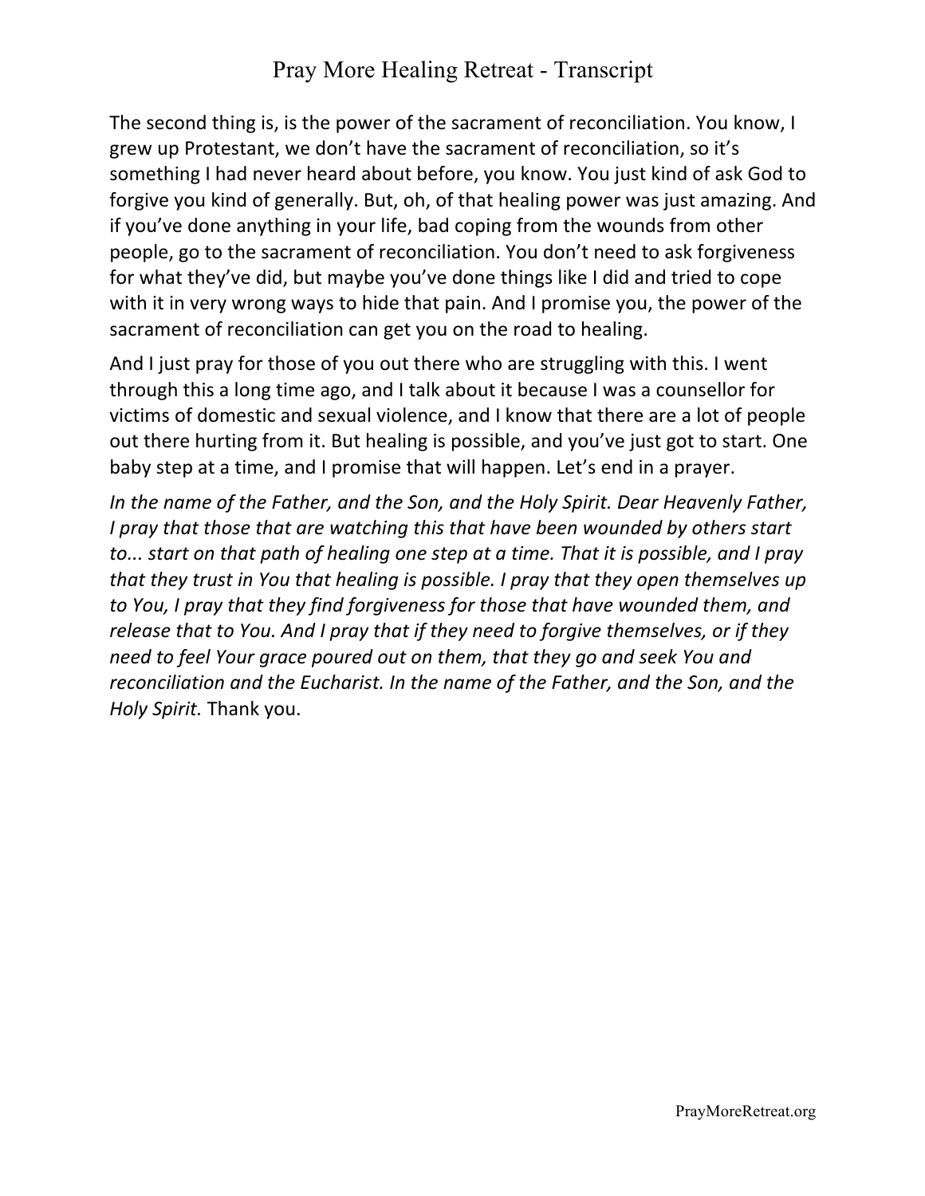The second thing is, is the power of the sacrament of reconciliation. You know, I grew up Protestant, we don't have the sacrament of reconciliation, so it's something I had never heard about before, you know. You just kind of ask God to forgive you kind of generally. But, oh, of that healing power was just amazing. And if you've done anything in your life, bad coping from the wounds from other people, go to the sacrament of reconciliation. You don't need to ask forgiveness for what they've did, but maybe you've done things like I did and tried to cope with it in very wrong ways to hide that pain. And I promise you, the power of the sacrament of reconciliation can get you on the road to healing.

And I just pray for those of you out there who are struggling with this. I went through this a long time ago, and I talk about it because I was a counsellor for victims of domestic and sexual violence, and I know that there are a lot of people out there hurting from it. But healing is possible, and you've just got to start. One baby step at a time, and I promise that will happen. Let's end in a prayer.

*In the name of the Father, and the Son, and the Holy Spirit. Dear Heavenly Father, I pray that those that are watching this that have been wounded by others start to... start on that path of healing one step at a time. That it is possible, and I pray that they trust in You that healing is possible. I pray that they open themselves up to You, I pray that they find forgiveness for those that have wounded them, and release that to You. And I pray that if they need to forgive themselves, or if they need to feel Your grace poured out on them, that they go and seek You and reconciliation and the Eucharist. In the name of the Father, and the Son, and the Holy Spirit.* Thank you.